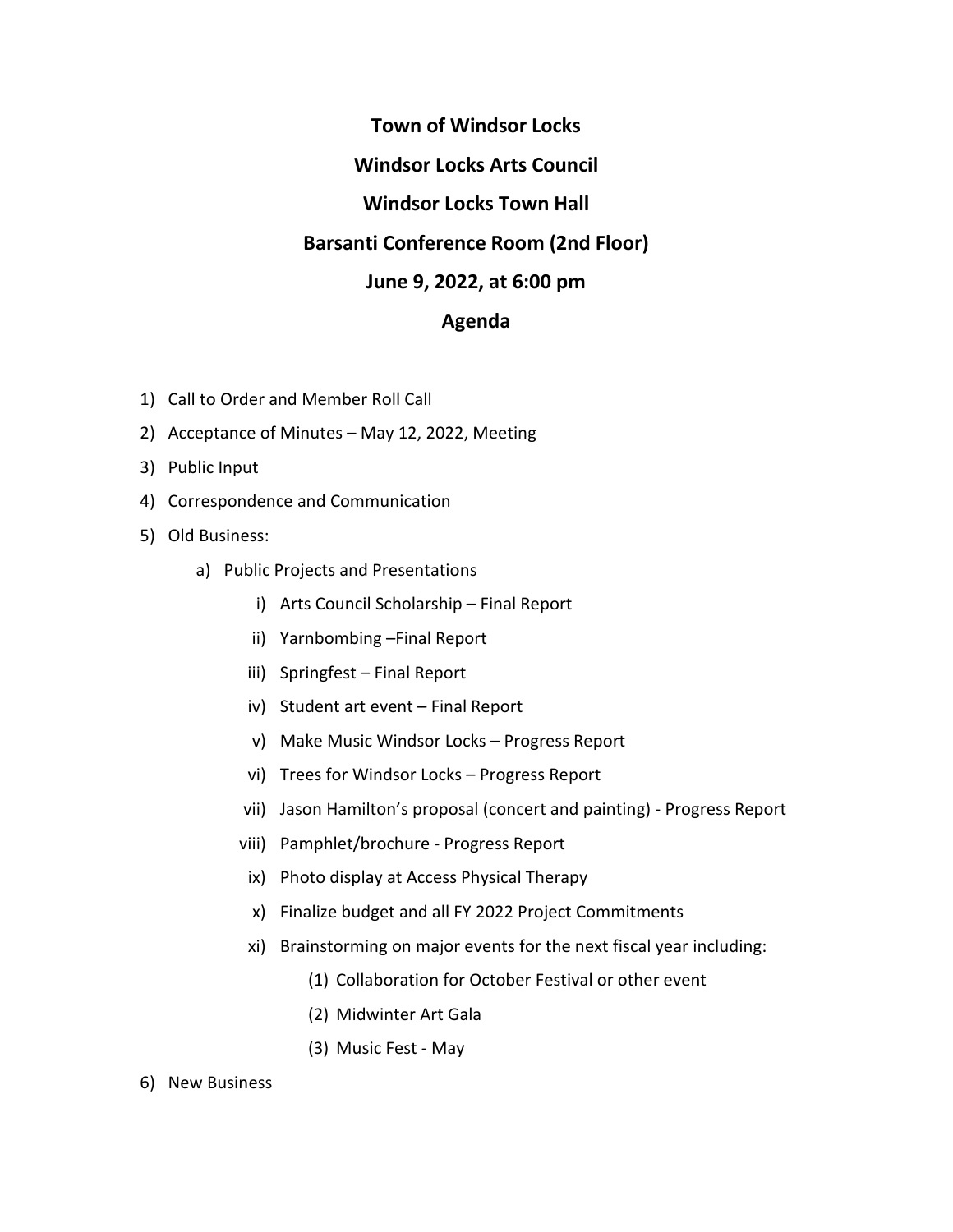# Town of Windsor Locks

## Windsor Locks Arts Council

## Windsor Locks Town Hall

## Barsanti Conference Room (2nd Floor)

## June 9, 2022, at 6:00 pm

## Agenda

1) Call to Order and Member Roll Call
2) Acceptance of Minutes – May 12, 2022, Meeting
3) Public Input
4) Correspondence and Communication
5) Old Business:
    a) Public Projects and Presentations
        i) Arts Council Scholarship – Final Report
        ii) Yarnbombing –Final Report
        iii) Springfest – Final Report
        iv) Student art event – Final Report
        v) Make Music Windsor Locks – Progress Report
        vi) Trees for Windsor Locks – Progress Report
        vii) Jason Hamilton's proposal (concert and painting) - Progress Report
        viii) Pamphlet/brochure - Progress Report
        ix) Photo display at Access Physical Therapy
        x) Finalize budget and all FY 2022 Project Commitments
        xi) Brainstorming on major events for the next fiscal year including:
            (1) Collaboration for October Festival or other event
            (2) Midwinter Art Gala
            (3) Music Fest - May
6) New Business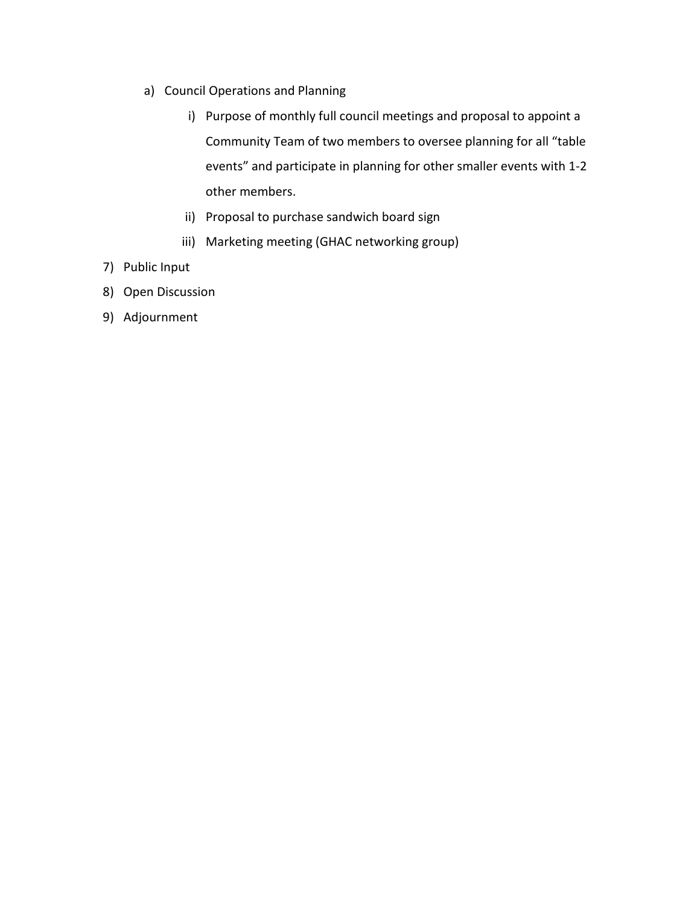a) Council Operations and Planning
    i) Purpose of monthly full council meetings and proposal to appoint a Community Team of two members to oversee planning for all "table events" and participate in planning for other smaller events with 1-2 other members.
    ii) Proposal to purchase sandwich board sign
    iii) Marketing meeting (GHAC networking group)

7) Public Input
8) Open Discussion
9) Adjournment